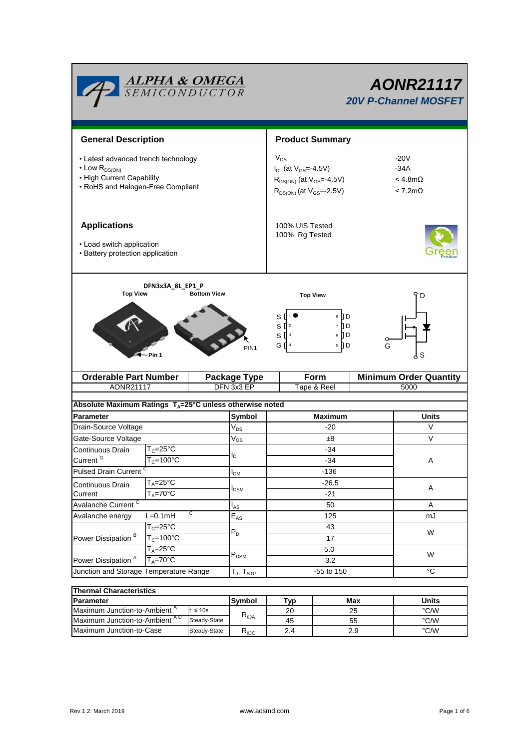# AONR21117

## 20V P-Channel MOSFET

## General Description

- Latest advanced trench technology
- Low $R_{DS(ON)}$
- High Current Capability
- RoHS and Halogen-Free Compliant

## Product Summary

| | |
|---|---|
| $V_{DS}$ | -20V |
| $I_D$ (at $V_{GS}$=-4.5V) | -34A |
| $R_{DS(ON)}$ (at $V_{GS}$=-4.5V) | < 4.8mΩ |
| $R_{DS(ON)}$ (at $V_{GS}$=-2.5V) | < 7.2mΩ |

100% UIS Tested
100% Rg Tested

## Applications

- Load switch application
- Battery protection application

DFN3x3A_8L_EP1_P

Top View | Bottom View | Top View

Pin 1 — PIN1

S 1, S 2, S 3, G 4 — 8 D, 7 D, 6 D, 5 D

| Orderable Part Number | Package Type | Form | Minimum Order Quantity |
|---|---|---|---|
| AONR21117 | DFN 3x3 EP | Tape & Reel | 5000 |

**Absolute Maximum Ratings $T_A$=25°C unless otherwise noted**

| Parameter | | Symbol | Maximum | Units |
|---|---|---|---|---|
| Drain-Source Voltage | | $V_{DS}$ | -20 | V |
| Gate-Source Voltage | | $V_{GS}$ | ±8 | V |
| Continuous Drain Current [G] | $T_C$=25°C | $I_D$ | -34 | A |
| | $T_C$=100°C | | -34 | |
| Pulsed Drain Current [C] | | $I_{DM}$ | -136 | |
| Continuous Drain Current | $T_A$=25°C | $I_{DSM}$ | -26.5 | A |
| | $T_A$=70°C | | -21 | |
| Avalanche Current [C] | | $I_{AS}$ | 50 | A |
| Avalanche energy | L=0.1mH [C] | $E_{AS}$ | 125 | mJ |
| Power Dissipation [B] | $T_C$=25°C | $P_D$ | 43 | W |
| | $T_C$=100°C | | 17 | |
| Power Dissipation [A] | $T_A$=25°C | $P_{DSM}$ | 5.0 | W |
| | $T_A$=70°C | | 3.2 | |
| Junction and Storage Temperature Range | | $T_J$, $T_{STG}$ | -55 to 150 | °C |

**Thermal Characteristics**

| Parameter | | Symbol | Typ | Max | Units |
|---|---|---|---|---|---|
| Maximum Junction-to-Ambient [A] | t ≤ 10s | $R_{\theta JA}$ | 20 | 25 | °C/W |
| Maximum Junction-to-Ambient [A D] | Steady-State | | 45 | 55 | °C/W |
| Maximum Junction-to-Case | Steady-State | $R_{\theta JC}$ | 2.4 | 2.9 | °C/W |

Rev.1.2: March 2019 www.aosmd.com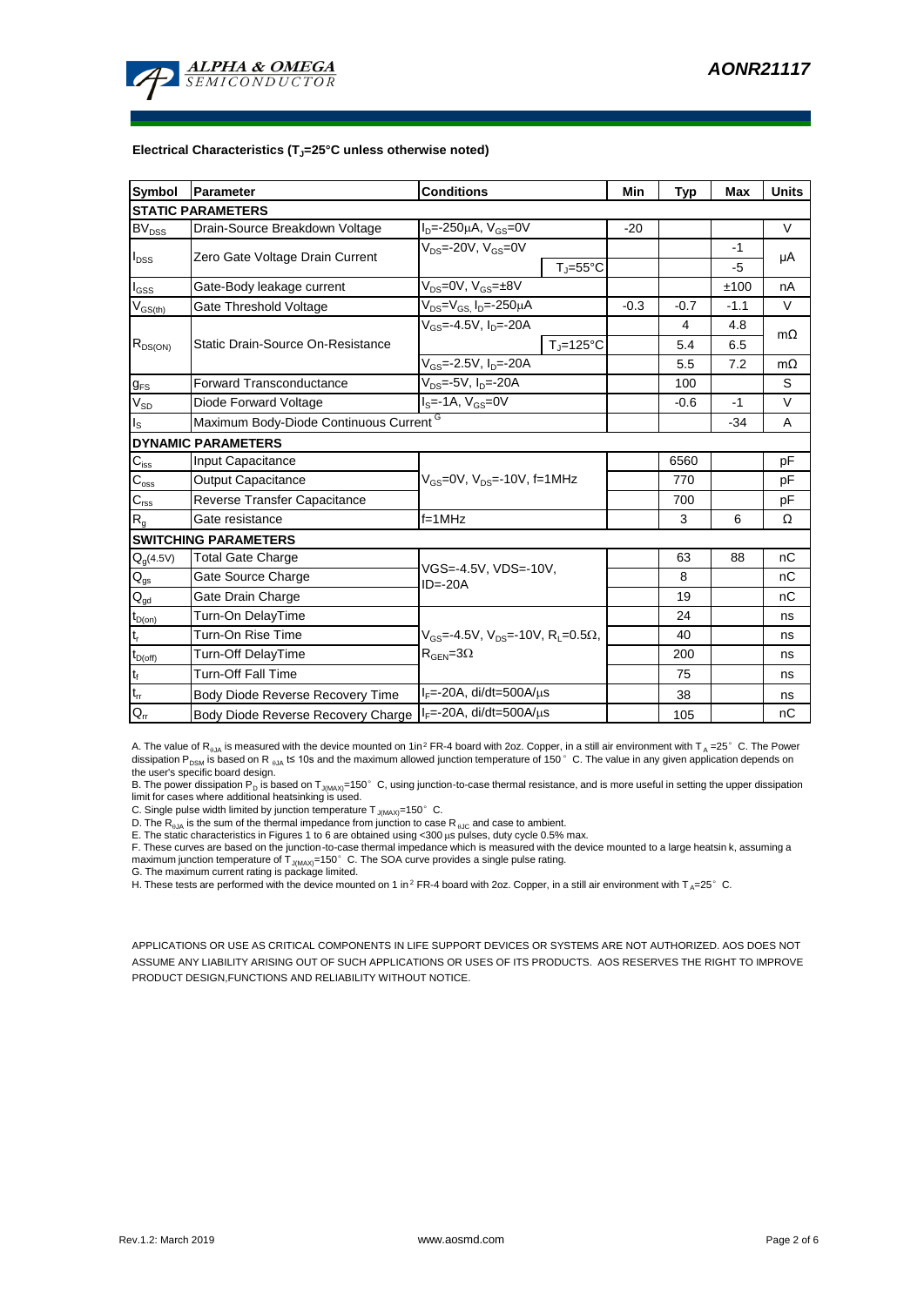**Electrical Characteristics ($T_J$=25°C unless otherwise noted)**

| Symbol | Parameter | Conditions | | Min | Typ | Max | Units |
|---|---|---|---|---|---|---|---|
| **STATIC PARAMETERS** | | | | | | | |
| $BV_{DSS}$ | Drain-Source Breakdown Voltage | $I_D$=-250µA, $V_{GS}$=0V | | -20 | | | V |
| $I_{DSS}$ | Zero Gate Voltage Drain Current | $V_{DS}$=-20V, $V_{GS}$=0V | | | | -1 | µA |
| | | | $T_J$=55°C | | | -5 | |
| $I_{GSS}$ | Gate-Body leakage current | $V_{DS}$=0V, $V_{GS}$=±8V | | | | ±100 | nA |
| $V_{GS(th)}$ | Gate Threshold Voltage | $V_{DS}$=$V_{GS}$, $I_D$=-250µA | | -0.3 | -0.7 | -1.1 | V |
| $R_{DS(ON)}$ | Static Drain-Source On-Resistance | $V_{GS}$=-4.5V, $I_D$=-20A | | | 4 | 4.8 | mΩ |
| | | | $T_J$=125°C | | 5.4 | 6.5 | |
| | | $V_{GS}$=-2.5V, $I_D$=-20A | | | 5.5 | 7.2 | mΩ |
| $g_{FS}$ | Forward Transconductance | $V_{DS}$=-5V, $I_D$=-20A | | | 100 | | S |
| $V_{SD}$ | Diode Forward Voltage | $I_S$=-1A, $V_{GS}$=0V | | | -0.6 | -1 | V |
| $I_S$ | Maximum Body-Diode Continuous Current [G] | | | | | -34 | A |
| **DYNAMIC PARAMETERS** | | | | | | | |
| $C_{iss}$ | Input Capacitance | $V_{GS}$=0V, $V_{DS}$=-10V, f=1MHz | | | 6560 | | pF |
| $C_{oss}$ | Output Capacitance | | | | 770 | | pF |
| $C_{rss}$ | Reverse Transfer Capacitance | | | | 700 | | pF |
| $R_g$ | Gate resistance | f=1MHz | | | 3 | 6 | Ω |
| **SWITCHING PARAMETERS** | | | | | | | |
| $Q_g$(4.5V) | Total Gate Charge | VGS=-4.5V, VDS=-10V, ID=-20A | | | 63 | 88 | nC |
| $Q_{gs}$ | Gate Source Charge | | | | 8 | | nC |
| $Q_{gd}$ | Gate Drain Charge | | | | 19 | | nC |
| $t_{D(on)}$ | Turn-On DelayTime | $V_{GS}$=-4.5V, $V_{DS}$=-10V, $R_L$=0.5Ω, $R_{GEN}$=3Ω | | | 24 | | ns |
| $t_r$ | Turn-On Rise Time | | | | 40 | | ns |
| $t_{D(off)}$ | Turn-Off DelayTime | | | | 200 | | ns |
| $t_f$ | Turn-Off Fall Time | | | | 75 | | ns |
| $t_{rr}$ | Body Diode Reverse Recovery Time | $I_F$=-20A, di/dt=500A/µs | | | 38 | | ns |
| $Q_{rr}$ | Body Diode Reverse Recovery Charge | $I_F$=-20A, di/dt=500A/µs | | | 105 | | nC |

A. The value of $R_{\theta JA}$ is measured with the device mounted on 1in² FR-4 board with 2oz. Copper, in a still air environment with $T_A$ =25° C. The Power dissipation $P_{DSM}$ is based on R $_{\theta JA}$ t≤ 10s and the maximum allowed junction temperature of 150° C. The value in any given application depends on the user's specific board design.

B. The power dissipation $P_D$ is based on $T_{J(MAX)}$=150° C, using junction-to-case thermal resistance, and is more useful in setting the upper dissipation limit for cases where additional heatsinking is used.

C. Single pulse width limited by junction temperature $T_{J(MAX)}$=150° C.

D. The $R_{\theta JA}$ is the sum of the thermal impedance from junction to case $R_{\theta JC}$ and case to ambient.

E. The static characteristics in Figures 1 to 6 are obtained using <300 µs pulses, duty cycle 0.5% max.

F. These curves are based on the junction-to-case thermal impedance which is measured with the device mounted to a large heatsink, assuming a maximum junction temperature of $T_{J(MAX)}$=150° C. The SOA curve provides a single pulse rating.

G. The maximum current rating is package limited.

H. These tests are performed with the device mounted on 1 in² FR-4 board with 2oz. Copper, in a still air environment with $T_A$=25° C.

APPLICATIONS OR USE AS CRITICAL COMPONENTS IN LIFE SUPPORT DEVICES OR SYSTEMS ARE NOT AUTHORIZED. AOS DOES NOT ASSUME ANY LIABILITY ARISING OUT OF SUCH APPLICATIONS OR USES OF ITS PRODUCTS. AOS RESERVES THE RIGHT TO IMPROVE PRODUCT DESIGN,FUNCTIONS AND RELIABILITY WITHOUT NOTICE.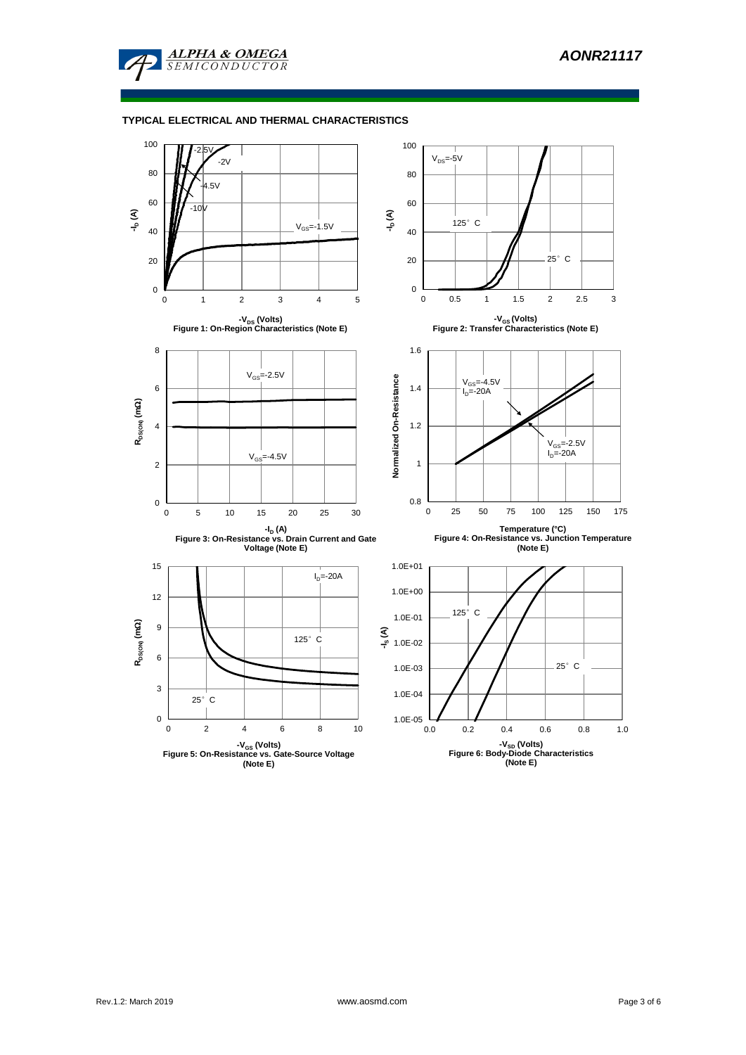### TYPICAL ELECTRICAL AND THERMAL CHARACTERISTICS

Figure 1: On-Region Characteristics (Note E)

Figure 2: Transfer Characteristics (Note E)

Figure 3: On-Resistance vs. Drain Current and Gate Voltage (Note E)

Figure 4: On-Resistance vs. Junction Temperature (Note E)

Figure 5: On-Resistance vs. Gate-Source Voltage (Note E)

Figure 6: Body-Diode Characteristics (Note E)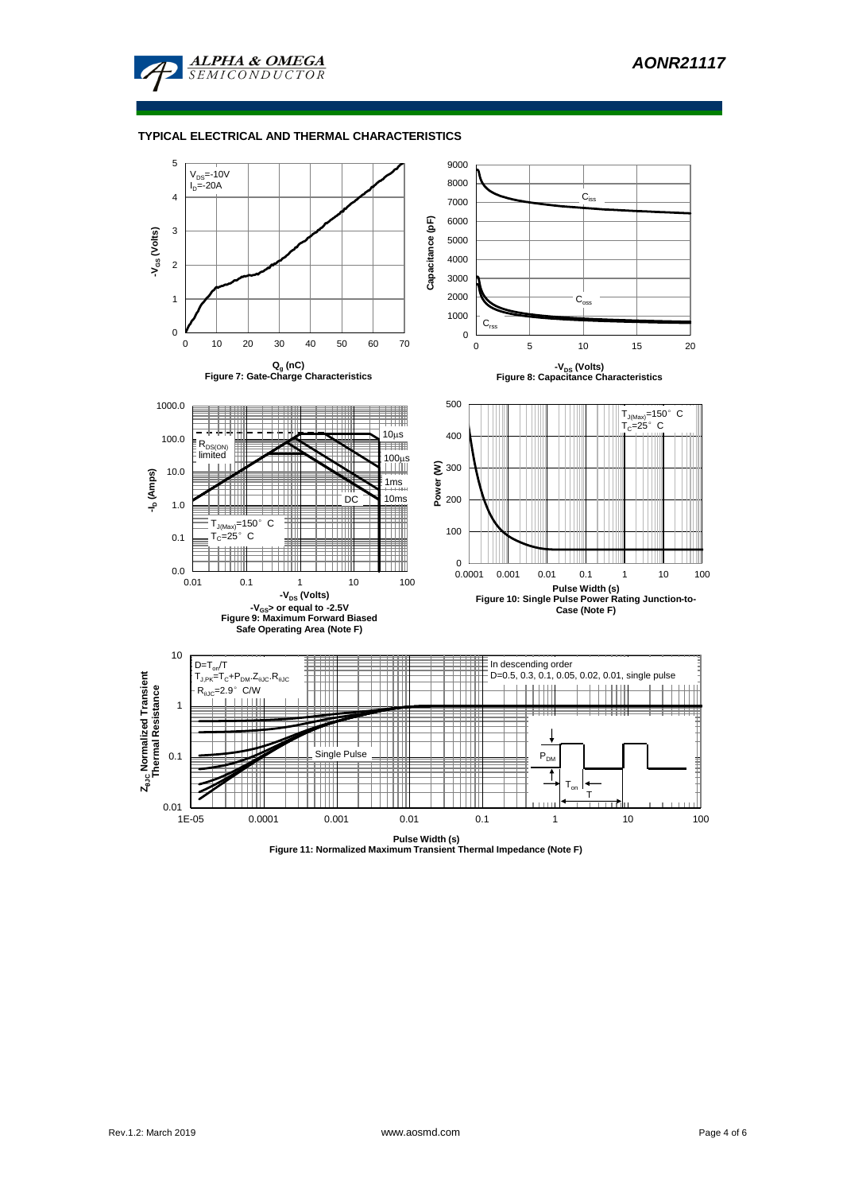## TYPICAL ELECTRICAL AND THERMAL CHARACTERISTICS

$V_{DS}$=-10V
$I_D$=-20A

$Q_g$ (nC)

Figure 7: Gate-Charge Characteristics

$C_{iss}$
$C_{oss}$
$C_{rss}$

$-V_{DS}$ (Volts)

Figure 8: Capacitance Characteristics

$R_{DS(ON)}$ limited

10µs
100µs
1ms
10ms
DC

$T_{J(Max)}$=150° C
$T_C$=25° C

$-V_{DS}$ (Volts)

$-V_{GS}$> or equal to -2.5V

Figure 9: Maximum Forward Biased Safe Operating Area (Note F)

$T_{J(Max)}$=150° C
$T_C$=25° C

Pulse Width (s)

Figure 10: Single Pulse Power Rating Junction-to-Case (Note F)

$D=T_{on}/T$
$T_{J,PK}=T_C+P_{DM}.Z_{\theta JC}.R_{\theta JC}$
$R_{\theta JC}$=2.9° C/W

In descending order
D=0.5, 0.3, 0.1, 0.05, 0.02, 0.01, single pulse

Single Pulse

$P_{DM}$
$T_{on}$
T

Pulse Width (s)

Figure 11: Normalized Maximum Transient Thermal Impedance (Note F)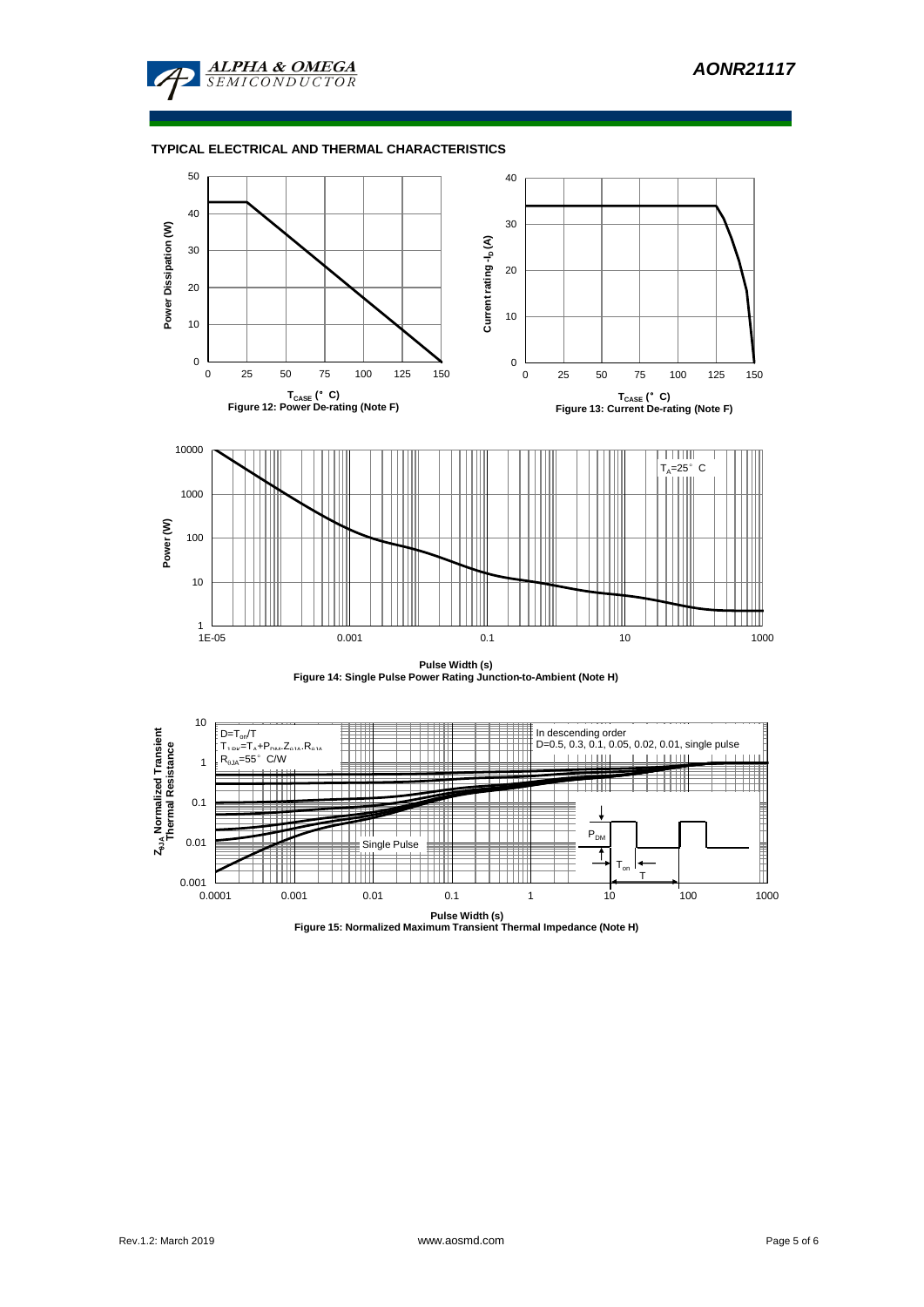## TYPICAL ELECTRICAL AND THERMAL CHARACTERISTICS

Figure 12: Power De-rating (Note F)

Figure 13: Current De-rating (Note F)

Figure 14: Single Pulse Power Rating Junction-to-Ambient (Note H)

Figure 15: Normalized Maximum Transient Thermal Impedance (Note H)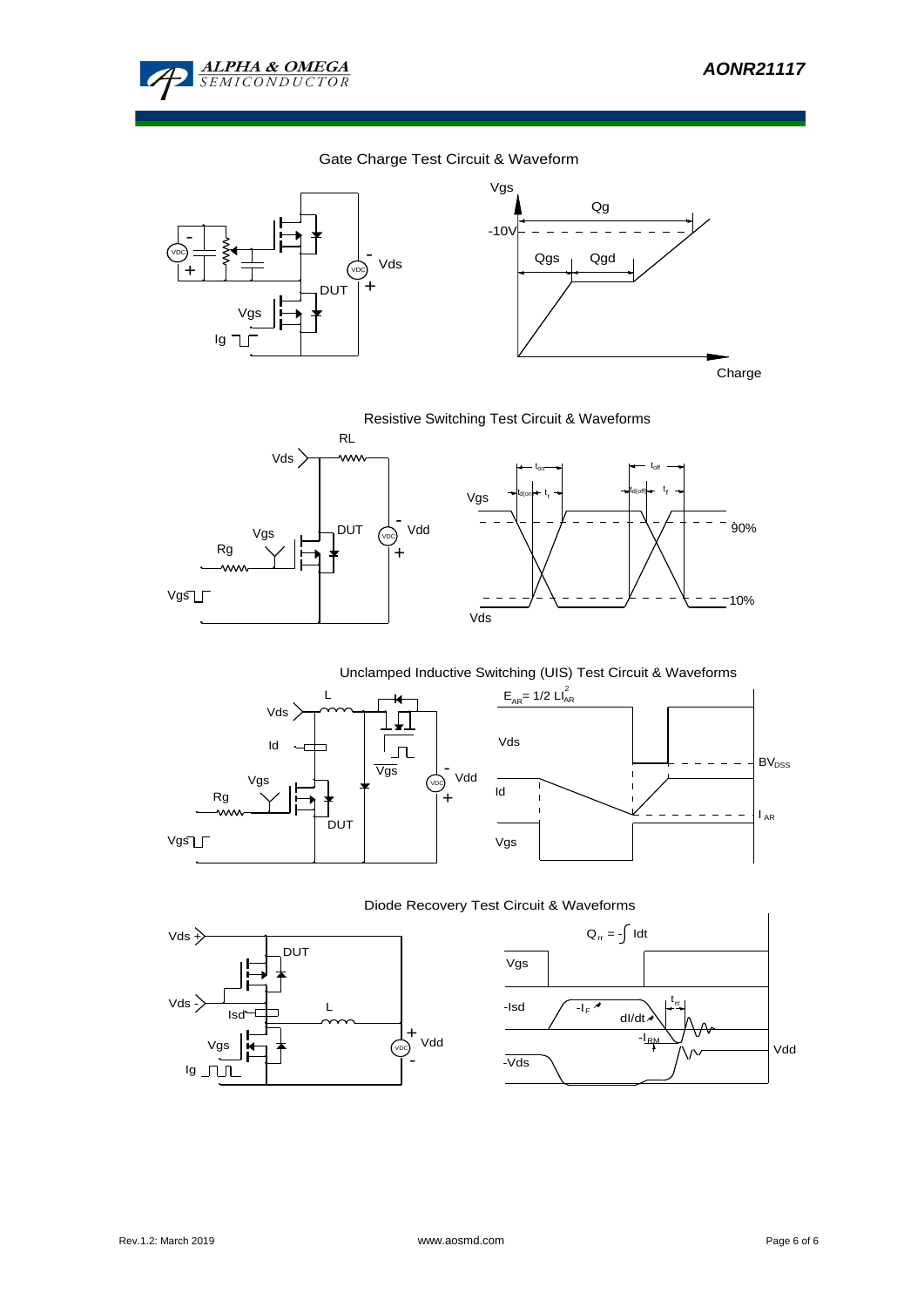## Gate Charge Test Circuit & Waveform

VDC
Vds
DUT
Vgs
Ig

Vgs
Qg
-10V
Qgs
Qgd
Charge

## Resistive Switching Test Circuit & Waveforms

RL
Vds
Vgs
DUT
Vdd
Rg
VDC
Vgs

$t_{on}$
$t_{off}$
$t_{d(on)}$
$t_r$
$t_{d(off)}$
$t_f$
Vgs
90%
10%
Vds

## Unclamped Inductive Switching (UIS) Test Circuit & Waveforms

L
Vds
Id
Vgs
Rg
Vgs
DUT
Vgs
Vdd
VDC

$E_{AR} = 1/2\ LI_{AR}^2$
Vds
Id
Vgs
$BV_{DSS}$
$I_{AR}$

## Diode Recovery Test Circuit & Waveforms

Vds +
DUT
Vds -
Isd
L
Vgs
Ig
Vdd
VDC

$Q_{rr} = -\int Idt$
Vgs
-Isd
$-I_F$
dI/dt
$t_{rr}$
$-I_{RM}$
-Vds
Vdd